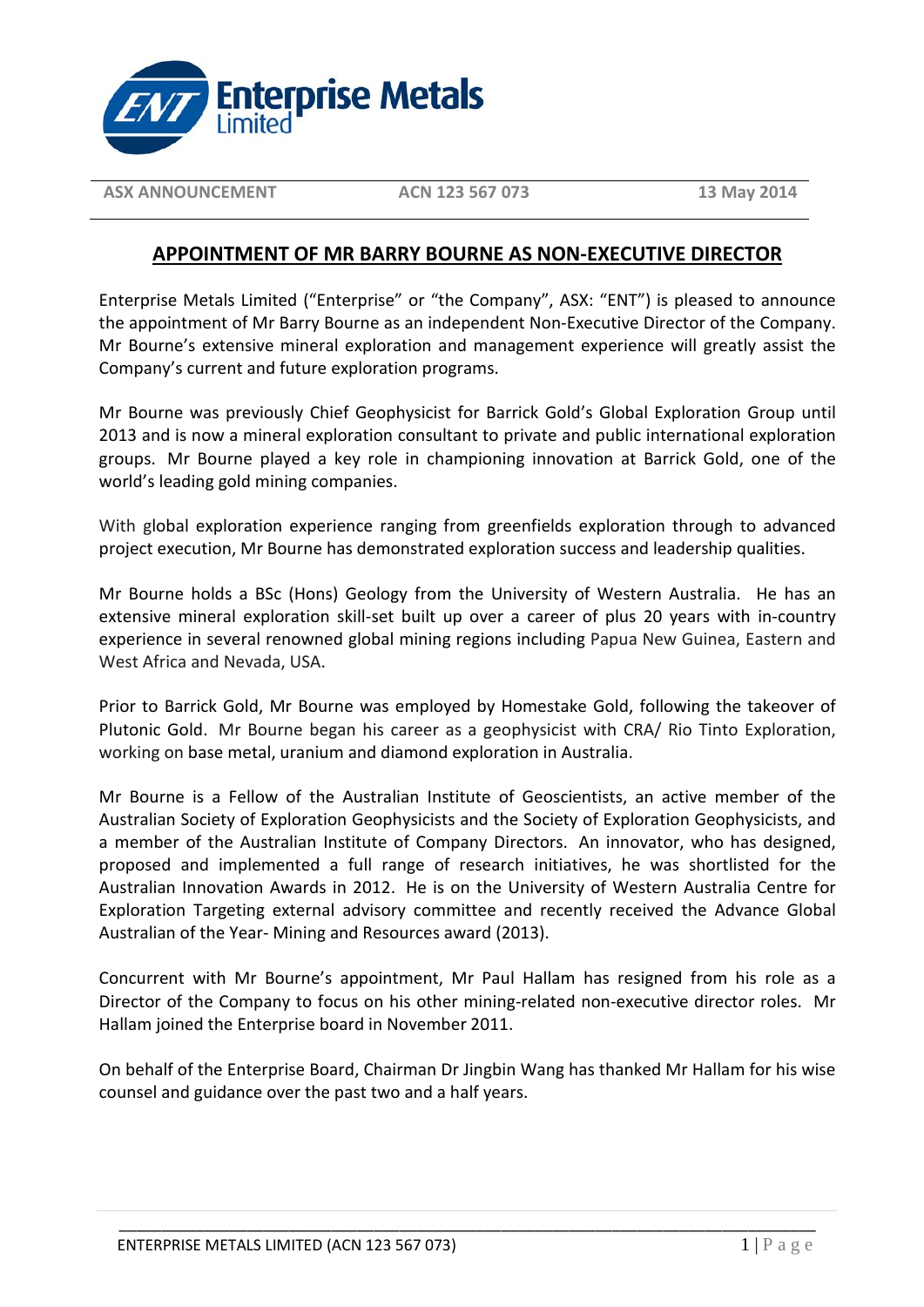**Enterprise Metals Limited**

| ASX ANNOUNCEMENT | ACN 123 567 073 | 13 May 2014 |
|---|---|---|

## APPOINTMENT OF MR BARRY BOURNE AS NON-EXECUTIVE DIRECTOR

Enterprise Metals Limited ("Enterprise" or "the Company", ASX: "ENT") is pleased to announce the appointment of Mr Barry Bourne as an independent Non-Executive Director of the Company. Mr Bourne's extensive mineral exploration and management experience will greatly assist the Company's current and future exploration programs.

Mr Bourne was previously Chief Geophysicist for Barrick Gold's Global Exploration Group until 2013 and is now a mineral exploration consultant to private and public international exploration groups. Mr Bourne played a key role in championing innovation at Barrick Gold, one of the world's leading gold mining companies.

With global exploration experience ranging from greenfields exploration through to advanced project execution, Mr Bourne has demonstrated exploration success and leadership qualities.

Mr Bourne holds a BSc (Hons) Geology from the University of Western Australia. He has an extensive mineral exploration skill-set built up over a career of plus 20 years with in-country experience in several renowned global mining regions including Papua New Guinea, Eastern and West Africa and Nevada, USA.

Prior to Barrick Gold, Mr Bourne was employed by Homestake Gold, following the takeover of Plutonic Gold. Mr Bourne began his career as a geophysicist with CRA/ Rio Tinto Exploration, working on base metal, uranium and diamond exploration in Australia.

Mr Bourne is a Fellow of the Australian Institute of Geoscientists, an active member of the Australian Society of Exploration Geophysicists and the Society of Exploration Geophysicists, and a member of the Australian Institute of Company Directors. An innovator, who has designed, proposed and implemented a full range of research initiatives, he was shortlisted for the Australian Innovation Awards in 2012. He is on the University of Western Australia Centre for Exploration Targeting external advisory committee and recently received the Advance Global Australian of the Year- Mining and Resources award (2013).

Concurrent with Mr Bourne's appointment, Mr Paul Hallam has resigned from his role as a Director of the Company to focus on his other mining-related non-executive director roles. Mr Hallam joined the Enterprise board in November 2011.

On behalf of the Enterprise Board, Chairman Dr Jingbin Wang has thanked Mr Hallam for his wise counsel and guidance over the past two and a half years.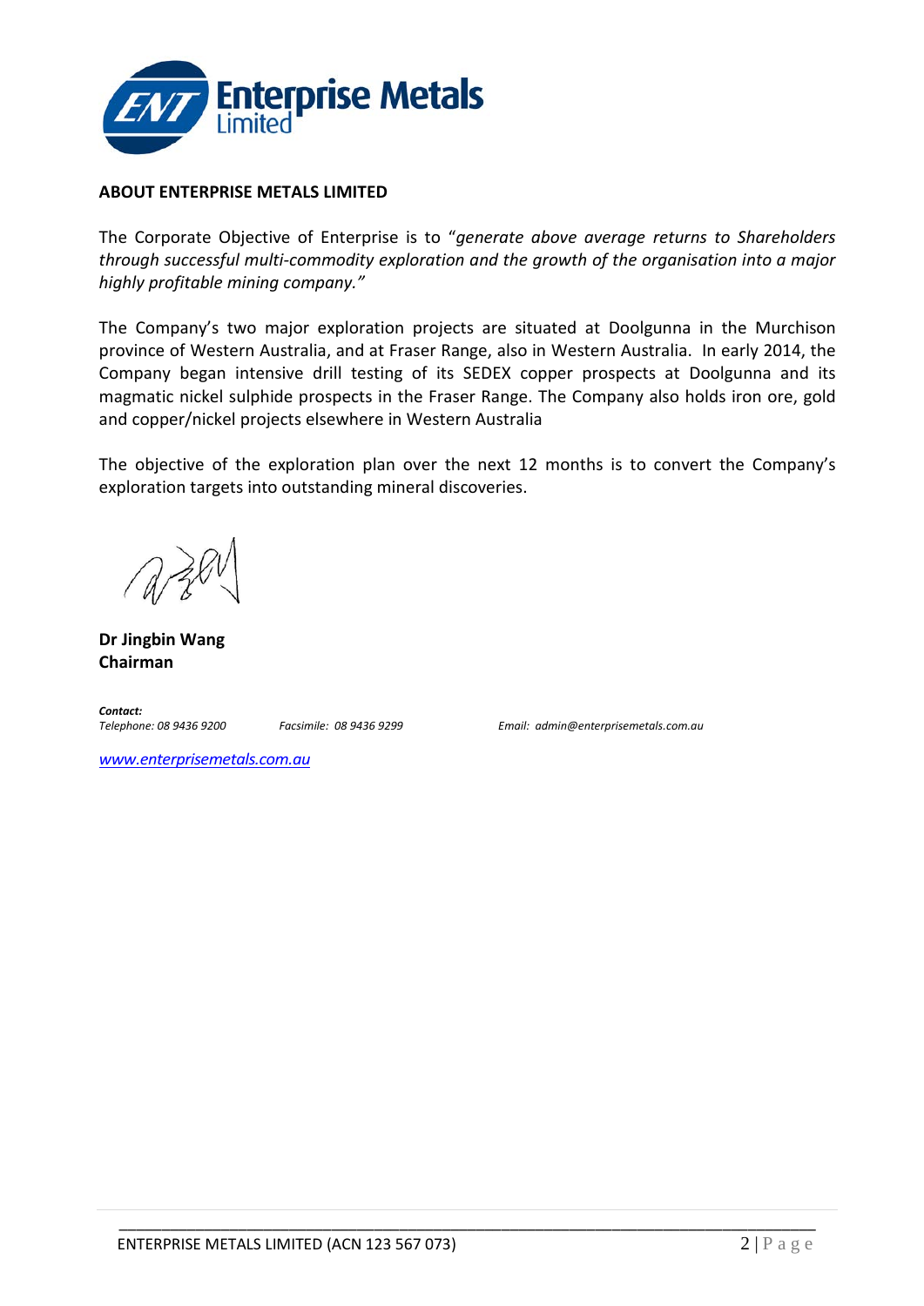## ABOUT ENTERPRISE METALS LIMITED

The Corporate Objective of Enterprise is to "*generate above average returns to Shareholders through successful multi-commodity exploration and the growth of the organisation into a major highly profitable mining company."*

The Company's two major exploration projects are situated at Doolgunna in the Murchison province of Western Australia, and at Fraser Range, also in Western Australia. In early 2014, the Company began intensive drill testing of its SEDEX copper prospects at Doolgunna and its magmatic nickel sulphide prospects in the Fraser Range. The Company also holds iron ore, gold and copper/nickel projects elsewhere in Western Australia

The objective of the exploration plan over the next 12 months is to convert the Company's exploration targets into outstanding mineral discoveries.

**Dr Jingbin Wang**
**Chairman**

***Contact:***
*Telephone: 08 9436 9200* *Facsimile: 08 9436 9299* *Email: admin@enterprisemetals.com.au*

*www.enterprisemetals.com.au*